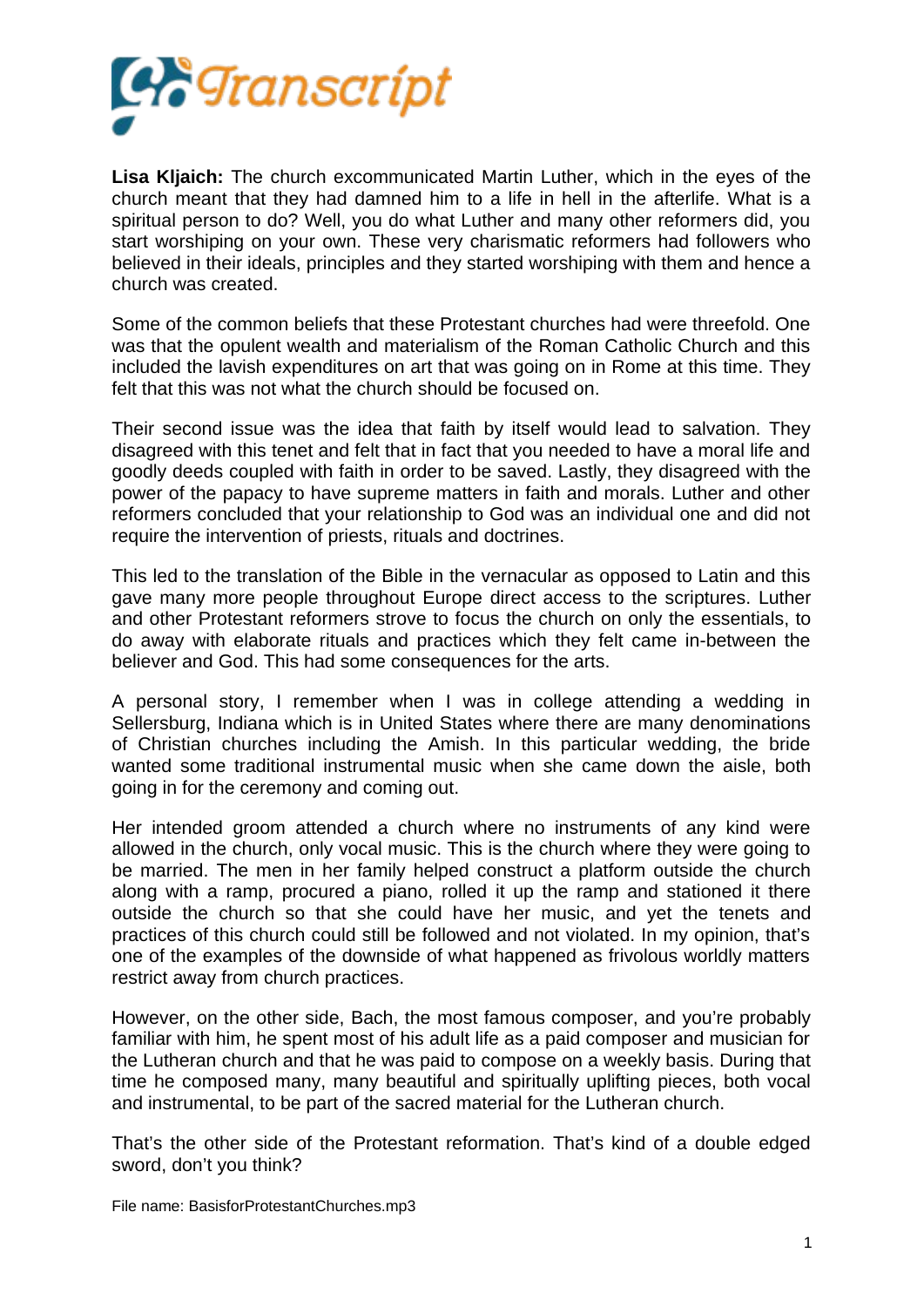**Lisa Kljaich:** The church excommunicated Martin Luther, which in the eyes of the church meant that they had damned him to a life in hell in the afterlife. What is a spiritual person to do? Well, you do what Luther and many other reformers did, you start worshiping on your own. These very charismatic reformers had followers who believed in their ideals, principles and they started worshiping with them and hence a church was created.

Some of the common beliefs that these Protestant churches had were threefold. One was that the opulent wealth and materialism of the Roman Catholic Church and this included the lavish expenditures on art that was going on in Rome at this time. They felt that this was not what the church should be focused on.

Their second issue was the idea that faith by itself would lead to salvation. They disagreed with this tenet and felt that in fact that you needed to have a moral life and goodly deeds coupled with faith in order to be saved. Lastly, they disagreed with the power of the papacy to have supreme matters in faith and morals. Luther and other reformers concluded that your relationship to God was an individual one and did not require the intervention of priests, rituals and doctrines.

This led to the translation of the Bible in the vernacular as opposed to Latin and this gave many more people throughout Europe direct access to the scriptures. Luther and other Protestant reformers strove to focus the church on only the essentials, to do away with elaborate rituals and practices which they felt came in-between the believer and God. This had some consequences for the arts.

A personal story, I remember when I was in college attending a wedding in Sellersburg, Indiana which is in United States where there are many denominations of Christian churches including the Amish. In this particular wedding, the bride wanted some traditional instrumental music when she came down the aisle, both going in for the ceremony and coming out.

Her intended groom attended a church where no instruments of any kind were allowed in the church, only vocal music. This is the church where they were going to be married. The men in her family helped construct a platform outside the church along with a ramp, procured a piano, rolled it up the ramp and stationed it there outside the church so that she could have her music, and yet the tenets and practices of this church could still be followed and not violated. In my opinion, that's one of the examples of the downside of what happened as frivolous worldly matters restrict away from church practices.

However, on the other side, Bach, the most famous composer, and you're probably familiar with him, he spent most of his adult life as a paid composer and musician for the Lutheran church and that he was paid to compose on a weekly basis. During that time he composed many, many beautiful and spiritually uplifting pieces, both vocal and instrumental, to be part of the sacred material for the Lutheran church.

That's the other side of the Protestant reformation. That's kind of a double edged sword, don't you think?

File name: BasisforProtestantChurches.mp3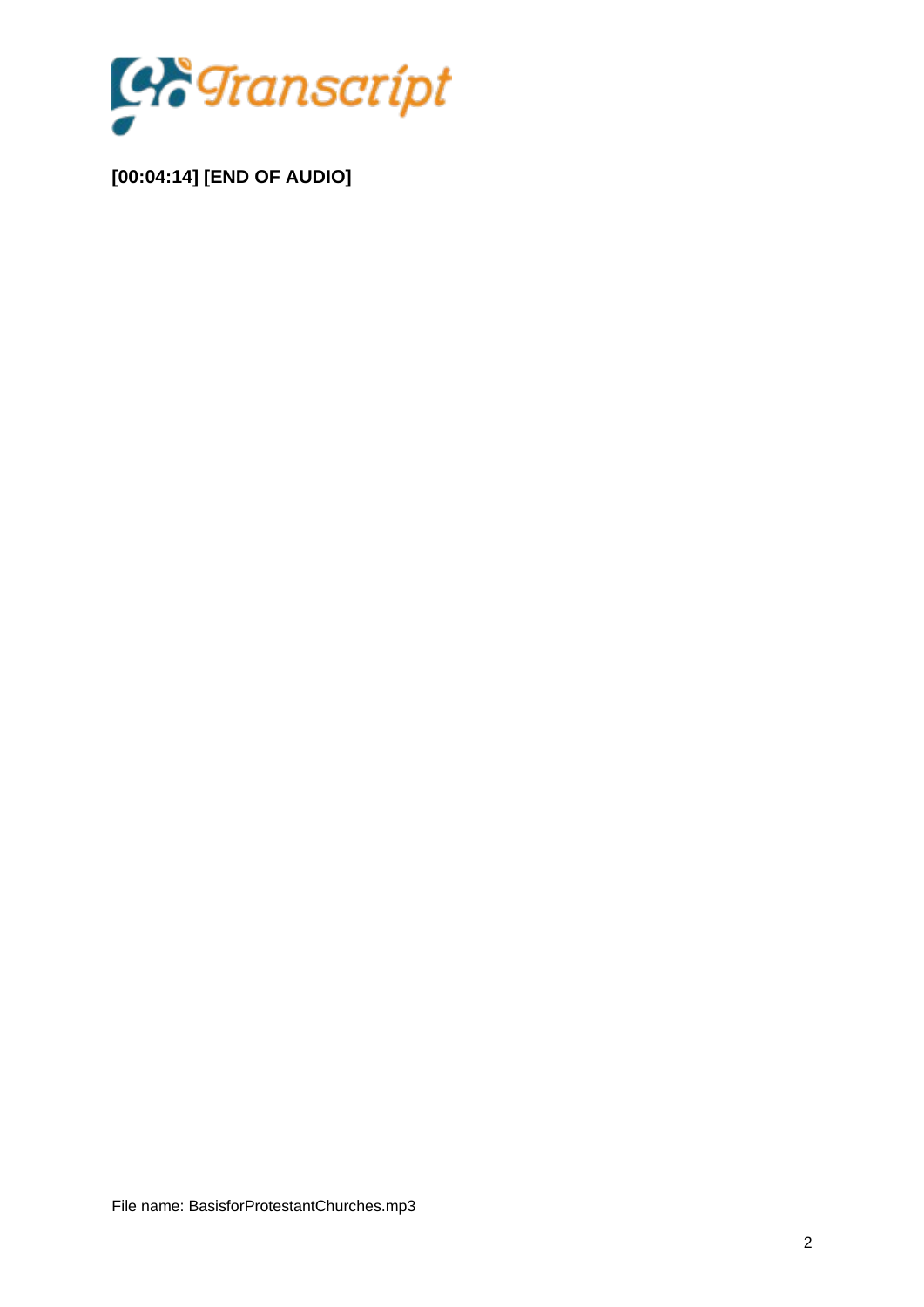**[00:04:14] [END OF AUDIO]**